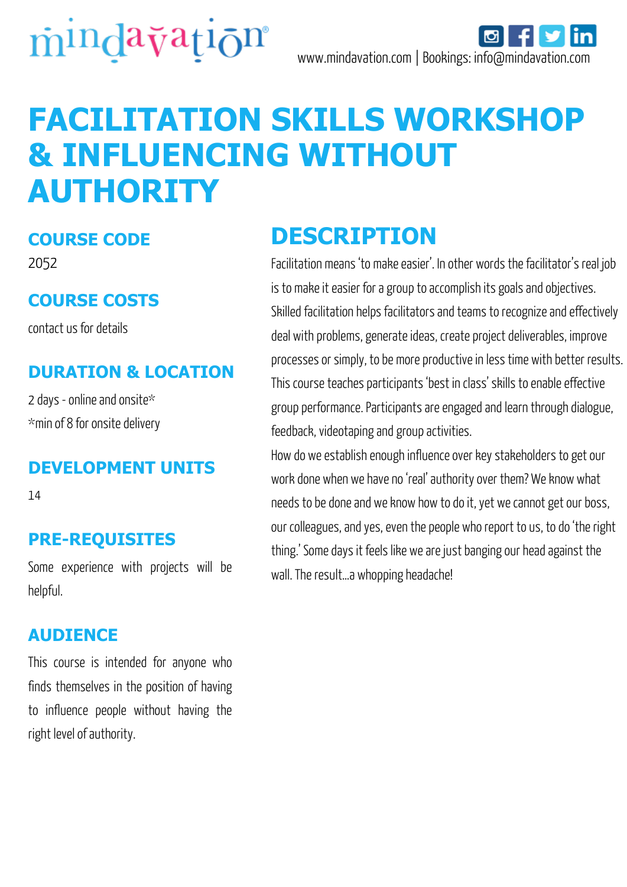mindavation®

www.mindavation.com | Bookings: info@mindavation.com

# FACILITATION SKILLS WORKSHOP & INFLUENCING WITHOUT AUTHORITY

## COURSE CODE

2052

## COURSE COSTS

contact us for details

## DURATION & LOCATION

2 days - online and onsite*

*min of 8 for onsite delivery

## DEVELOPMENT UNITS

14

## PRE-REQUISITES

Some experience with projects will be helpful.

## AUDIENCE

This course is intended for anyone who finds themselves in the position of having to influence people without having the right level of authority.

## DESCRIPTION

Facilitation means 'to make easier'. In other words the facilitator's real job is to make it easier for a group to accomplish its goals and objectives. Skilled facilitation helps facilitators and teams to recognize and effectively deal with problems, generate ideas, create project deliverables, improve processes or simply, to be more productive in less time with better results. This course teaches participants 'best in class' skills to enable effective group performance. Participants are engaged and learn through dialogue, feedback, videotaping and group activities.

How do we establish enough influence over key stakeholders to get our work done when we have no 'real' authority over them? We know what needs to be done and we know how to do it, yet we cannot get our boss, our colleagues, and yes, even the people who report to us, to do 'the right thing.' Some days it feels like we are just banging our head against the wall. The result...a whopping headache!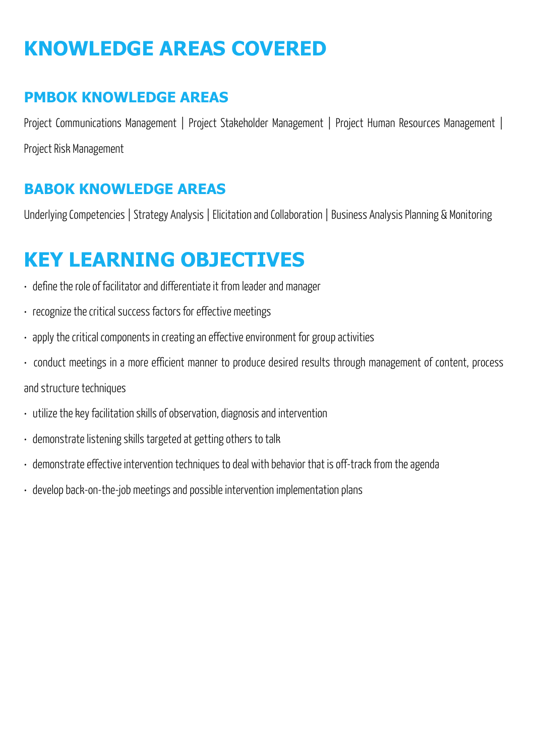# KNOWLEDGE AREAS COVERED

## PMBOK KNOWLEDGE AREAS

Project Communications Management | Project Stakeholder Management | Project Human Resources Management | Project Risk Management

## BABOK KNOWLEDGE AREAS

Underlying Competencies | Strategy Analysis | Elicitation and Collaboration | Business Analysis Planning & Monitoring

# KEY LEARNING OBJECTIVES

- define the role of facilitator and differentiate it from leader and manager
- recognize the critical success factors for effective meetings
- apply the critical components in creating an effective environment for group activities
- conduct meetings in a more efficient manner to produce desired results through management of content, process and structure techniques
- utilize the key facilitation skills of observation, diagnosis and intervention
- demonstrate listening skills targeted at getting others to talk
- demonstrate effective intervention techniques to deal with behavior that is off-track from the agenda
- develop back-on-the-job meetings and possible intervention implementation plans